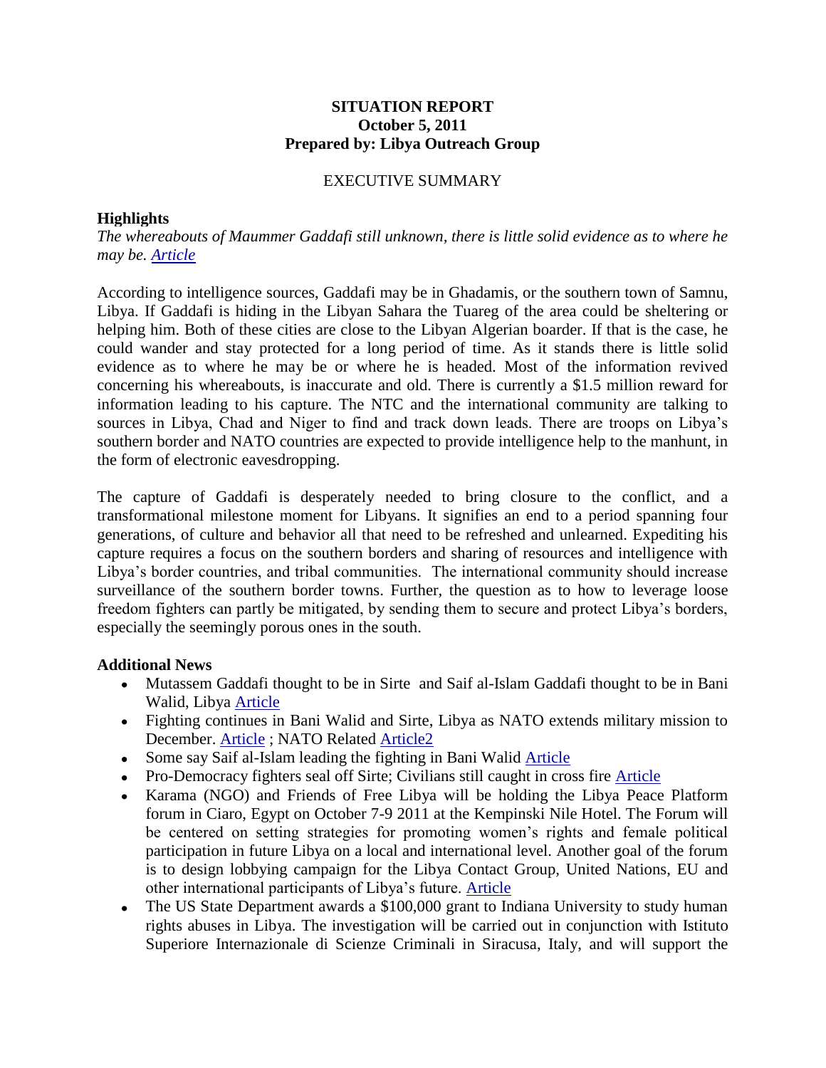**SITUATION REPORT**
**October 5, 2011**
**Prepared by: Libya Outreach Group**

EXECUTIVE SUMMARY

**Highlights**

*The whereabouts of Maummer Gaddafi still unknown, there is little solid evidence as to where he may be. Article*

According to intelligence sources, Gaddafi may be in Ghadamis, or the southern town of Samnu, Libya. If Gaddafi is hiding in the Libyan Sahara the Tuareg of the area could be sheltering or helping him. Both of these cities are close to the Libyan Algerian boarder. If that is the case, he could wander and stay protected for a long period of time. As it stands there is little solid evidence as to where he may be or where he is headed. Most of the information revived concerning his whereabouts, is inaccurate and old. There is currently a $1.5 million reward for information leading to his capture. The NTC and the international community are talking to sources in Libya, Chad and Niger to find and track down leads. There are troops on Libya's southern border and NATO countries are expected to provide intelligence help to the manhunt, in the form of electronic eavesdropping.

The capture of Gaddafi is desperately needed to bring closure to the conflict, and a transformational milestone moment for Libyans. It signifies an end to a period spanning four generations, of culture and behavior all that need to be refreshed and unlearned. Expediting his capture requires a focus on the southern borders and sharing of resources and intelligence with Libya's border countries, and tribal communities. The international community should increase surveillance of the southern border towns. Further, the question as to how to leverage loose freedom fighters can partly be mitigated, by sending them to secure and protect Libya's borders, especially the seemingly porous ones in the south.

**Additional News**

- Mutassem Gaddafi thought to be in Sirte and Saif al-Islam Gaddafi thought to be in Bani Walid, Libya Article
- Fighting continues in Bani Walid and Sirte, Libya as NATO extends military mission to December. Article ; NATO Related Article2
- Some say Saif al-Islam leading the fighting in Bani Walid Article
- Pro-Democracy fighters seal off Sirte; Civilians still caught in cross fire Article
- Karama (NGO) and Friends of Free Libya will be holding the Libya Peace Platform forum in Ciaro, Egypt on October 7-9 2011 at the Kempinski Nile Hotel. The Forum will be centered on setting strategies for promoting women's rights and female political participation in future Libya on a local and international level. Another goal of the forum is to design lobbying campaign for the Libya Contact Group, United Nations, EU and other international participants of Libya's future. Article
- The US State Department awards a $100,000 grant to Indiana University to study human rights abuses in Libya. The investigation will be carried out in conjunction with Istituto Superiore Internazionale di Scienze Criminali in Siracusa, Italy, and will support the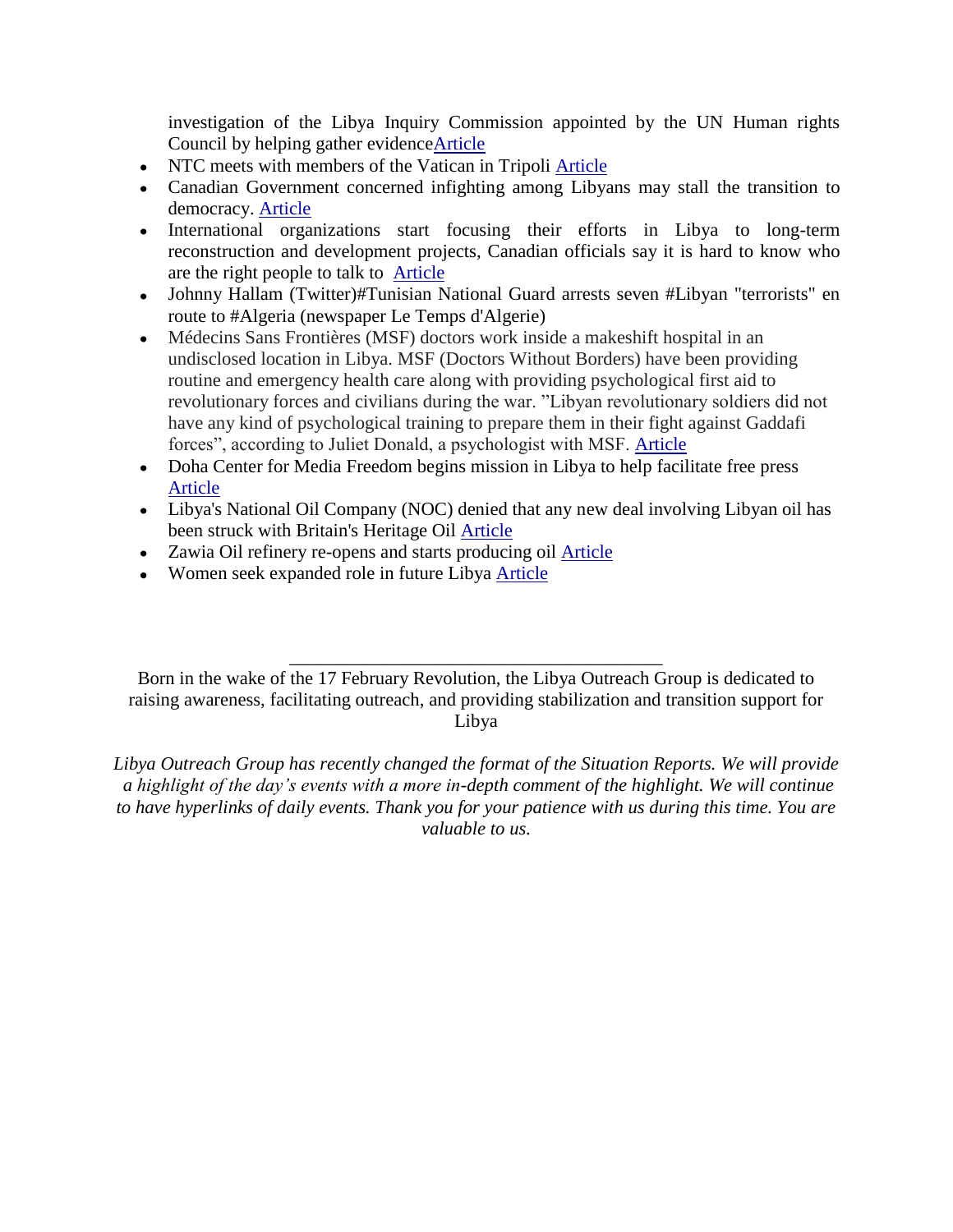investigation of the Libya Inquiry Commission appointed by the UN Human rights Council by helping gather evidenceArticle

- NTC meets with members of the Vatican in Tripoli Article
- Canadian Government concerned infighting among Libyans may stall the transition to democracy. Article
- International organizations start focusing their efforts in Libya to long-term reconstruction and development projects, Canadian officials say it is hard to know who are the right people to talk to Article
- Johnny Hallam (Twitter)#Tunisian National Guard arrests seven #Libyan "terrorists" en route to #Algeria (newspaper Le Temps d'Algerie)
- Médecins Sans Frontières (MSF) doctors work inside a makeshift hospital in an undisclosed location in Libya. MSF (Doctors Without Borders) have been providing routine and emergency health care along with providing psychological first aid to revolutionary forces and civilians during the war. "Libyan revolutionary soldiers did not have any kind of psychological training to prepare them in their fight against Gaddafi forces", according to Juliet Donald, a psychologist with MSF. Article
- Doha Center for Media Freedom begins mission in Libya to help facilitate free press Article
- Libya's National Oil Company (NOC) denied that any new deal involving Libyan oil has been struck with Britain's Heritage Oil Article
- Zawia Oil refinery re-opens and starts producing oil Article
- Women seek expanded role in future Libya Article

---

Born in the wake of the 17 February Revolution, the Libya Outreach Group is dedicated to raising awareness, facilitating outreach, and providing stabilization and transition support for Libya

*Libya Outreach Group has recently changed the format of the Situation Reports. We will provide a highlight of the day's events with a more in-depth comment of the highlight. We will continue to have hyperlinks of daily events. Thank you for your patience with us during this time. You are valuable to us.*